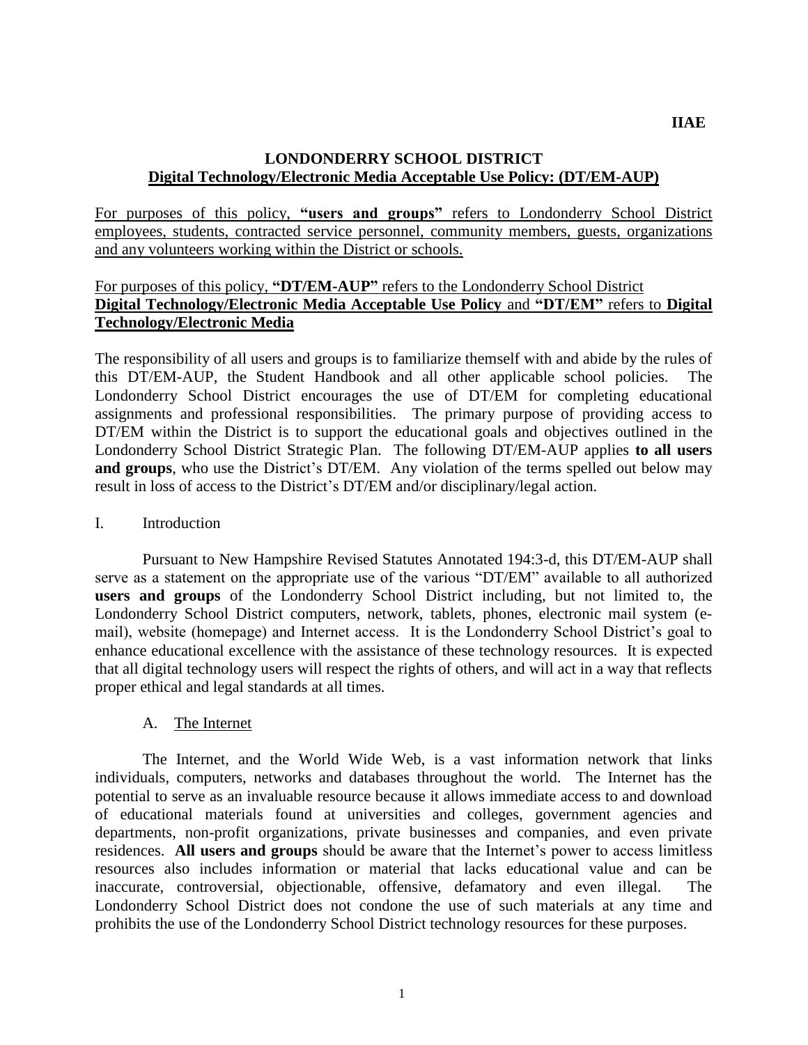IIAE

# LONDONDERRY SCHOOL DISTRICT
## Digital Technology/Electronic Media Acceptable Use Policy: (DT/EM-AUP)

For purposes of this policy, **"users and groups"** refers to Londonderry School District employees, students, contracted service personnel, community members, guests, organizations and any volunteers working within the District or schools.

For purposes of this policy, **"DT/EM-AUP"** refers to the Londonderry School District **Digital Technology/Electronic Media Acceptable Use Policy** and **"DT/EM"** refers to **Digital Technology/Electronic Media**

The responsibility of all users and groups is to familiarize themself with and abide by the rules of this DT/EM-AUP, the Student Handbook and all other applicable school policies. The Londonderry School District encourages the use of DT/EM for completing educational assignments and professional responsibilities. The primary purpose of providing access to DT/EM within the District is to support the educational goals and objectives outlined in the Londonderry School District Strategic Plan. The following DT/EM-AUP applies **to all users and groups**, who use the District's DT/EM. Any violation of the terms spelled out below may result in loss of access to the District's DT/EM and/or disciplinary/legal action.

I. Introduction

Pursuant to New Hampshire Revised Statutes Annotated 194:3-d, this DT/EM-AUP shall serve as a statement on the appropriate use of the various "DT/EM" available to all authorized **users and groups** of the Londonderry School District including, but not limited to, the Londonderry School District computers, network, tablets, phones, electronic mail system (e-mail), website (homepage) and Internet access. It is the Londonderry School District's goal to enhance educational excellence with the assistance of these technology resources. It is expected that all digital technology users will respect the rights of others, and will act in a way that reflects proper ethical and legal standards at all times.

A. The Internet

The Internet, and the World Wide Web, is a vast information network that links individuals, computers, networks and databases throughout the world. The Internet has the potential to serve as an invaluable resource because it allows immediate access to and download of educational materials found at universities and colleges, government agencies and departments, non-profit organizations, private businesses and companies, and even private residences. **All users and groups** should be aware that the Internet's power to access limitless resources also includes information or material that lacks educational value and can be inaccurate, controversial, objectionable, offensive, defamatory and even illegal. The Londonderry School District does not condone the use of such materials at any time and prohibits the use of the Londonderry School District technology resources for these purposes.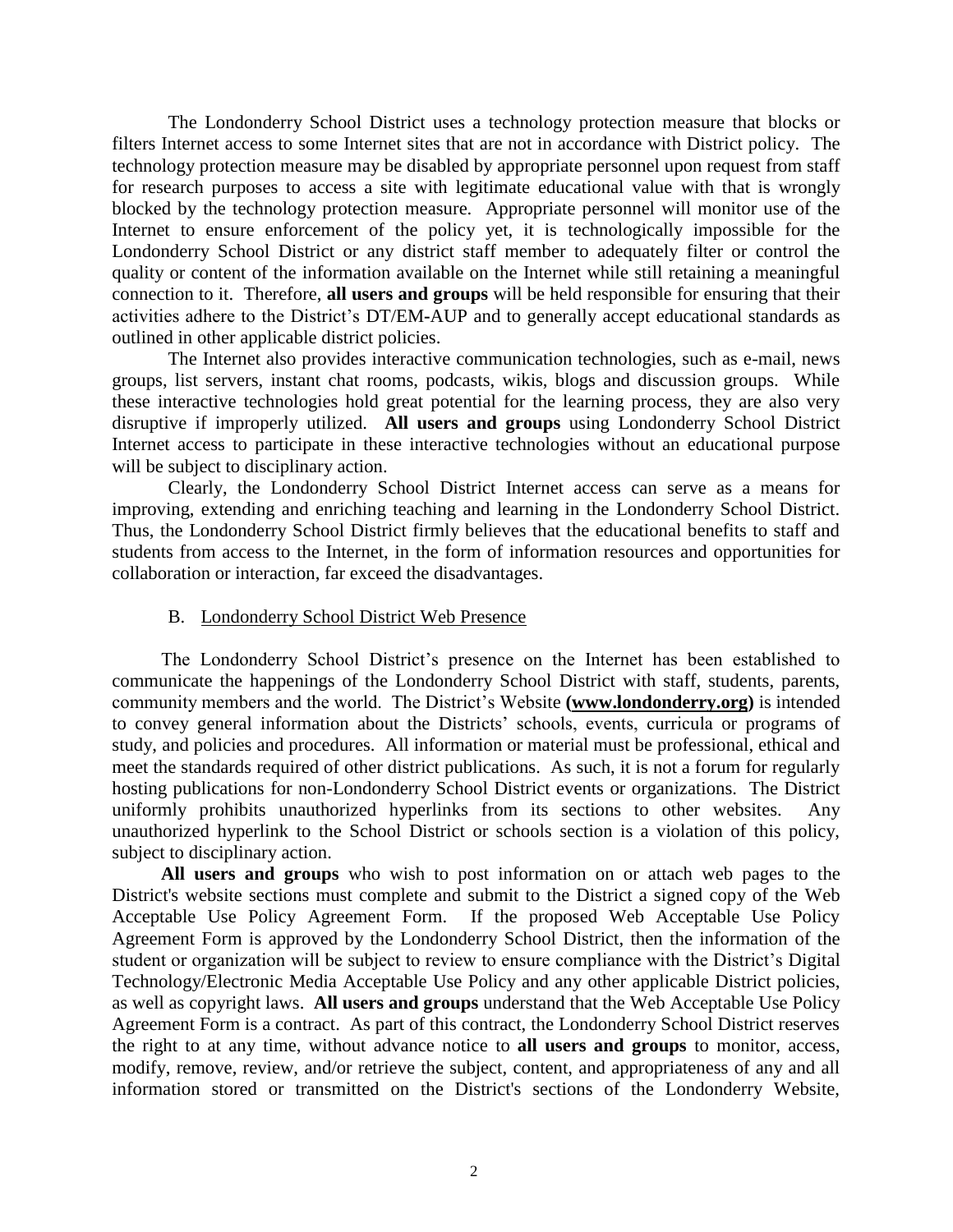The Londonderry School District uses a technology protection measure that blocks or filters Internet access to some Internet sites that are not in accordance with District policy. The technology protection measure may be disabled by appropriate personnel upon request from staff for research purposes to access a site with legitimate educational value with that is wrongly blocked by the technology protection measure. Appropriate personnel will monitor use of the Internet to ensure enforcement of the policy yet, it is technologically impossible for the Londonderry School District or any district staff member to adequately filter or control the quality or content of the information available on the Internet while still retaining a meaningful connection to it. Therefore, **all users and groups** will be held responsible for ensuring that their activities adhere to the District's DT/EM-AUP and to generally accept educational standards as outlined in other applicable district policies.

The Internet also provides interactive communication technologies, such as e-mail, news groups, list servers, instant chat rooms, podcasts, wikis, blogs and discussion groups. While these interactive technologies hold great potential for the learning process, they are also very disruptive if improperly utilized. **All users and groups** using Londonderry School District Internet access to participate in these interactive technologies without an educational purpose will be subject to disciplinary action.

Clearly, the Londonderry School District Internet access can serve as a means for improving, extending and enriching teaching and learning in the Londonderry School District. Thus, the Londonderry School District firmly believes that the educational benefits to staff and students from access to the Internet, in the form of information resources and opportunities for collaboration or interaction, far exceed the disadvantages.

B. <u>Londonderry School District Web Presence</u>

The Londonderry School District's presence on the Internet has been established to communicate the happenings of the Londonderry School District with staff, students, parents, community members and the world. The District's Website **(<u>www.londonderry.org</u>)** is intended to convey general information about the Districts' schools, events, curricula or programs of study, and policies and procedures. All information or material must be professional, ethical and meet the standards required of other district publications. As such, it is not a forum for regularly hosting publications for non-Londonderry School District events or organizations. The District uniformly prohibits unauthorized hyperlinks from its sections to other websites. Any unauthorized hyperlink to the School District or schools section is a violation of this policy, subject to disciplinary action.

**All users and groups** who wish to post information on or attach web pages to the District's website sections must complete and submit to the District a signed copy of the Web Acceptable Use Policy Agreement Form. If the proposed Web Acceptable Use Policy Agreement Form is approved by the Londonderry School District, then the information of the student or organization will be subject to review to ensure compliance with the District's Digital Technology/Electronic Media Acceptable Use Policy and any other applicable District policies, as well as copyright laws. **All users and groups** understand that the Web Acceptable Use Policy Agreement Form is a contract. As part of this contract, the Londonderry School District reserves the right to at any time, without advance notice to **all users and groups** to monitor, access, modify, remove, review, and/or retrieve the subject, content, and appropriateness of any and all information stored or transmitted on the District's sections of the Londonderry Website,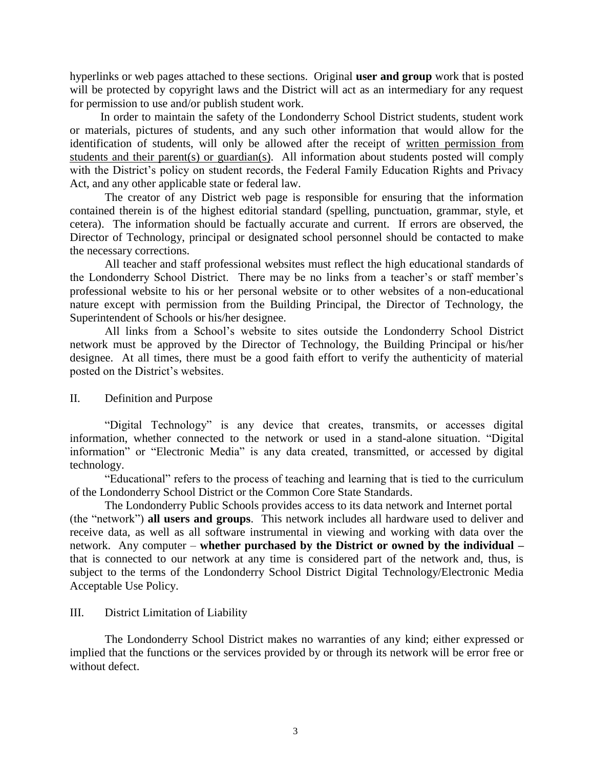hyperlinks or web pages attached to these sections. Original **user and group** work that is posted will be protected by copyright laws and the District will act as an intermediary for any request for permission to use and/or publish student work.

In order to maintain the safety of the Londonderry School District students, student work or materials, pictures of students, and any such other information that would allow for the identification of students, will only be allowed after the receipt of <u>written permission from students and their parent(s) or guardian(s)</u>. All information about students posted will comply with the District's policy on student records, the Federal Family Education Rights and Privacy Act, and any other applicable state or federal law.

The creator of any District web page is responsible for ensuring that the information contained therein is of the highest editorial standard (spelling, punctuation, grammar, style, et cetera). The information should be factually accurate and current. If errors are observed, the Director of Technology, principal or designated school personnel should be contacted to make the necessary corrections.

All teacher and staff professional websites must reflect the high educational standards of the Londonderry School District. There may be no links from a teacher's or staff member's professional website to his or her personal website or to other websites of a non-educational nature except with permission from the Building Principal, the Director of Technology, the Superintendent of Schools or his/her designee.

All links from a School's website to sites outside the Londonderry School District network must be approved by the Director of Technology, the Building Principal or his/her designee. At all times, there must be a good faith effort to verify the authenticity of material posted on the District's websites.

## II. Definition and Purpose

"Digital Technology" is any device that creates, transmits, or accesses digital information, whether connected to the network or used in a stand-alone situation. "Digital information" or "Electronic Media" is any data created, transmitted, or accessed by digital technology.

"Educational" refers to the process of teaching and learning that is tied to the curriculum of the Londonderry School District or the Common Core State Standards.

The Londonderry Public Schools provides access to its data network and Internet portal (the "network") **all users and groups**. This network includes all hardware used to deliver and receive data, as well as all software instrumental in viewing and working with data over the network. Any computer – **whether purchased by the District or owned by the individual –** that is connected to our network at any time is considered part of the network and, thus, is subject to the terms of the Londonderry School District Digital Technology/Electronic Media Acceptable Use Policy.

## III. District Limitation of Liability

The Londonderry School District makes no warranties of any kind; either expressed or implied that the functions or the services provided by or through its network will be error free or without defect.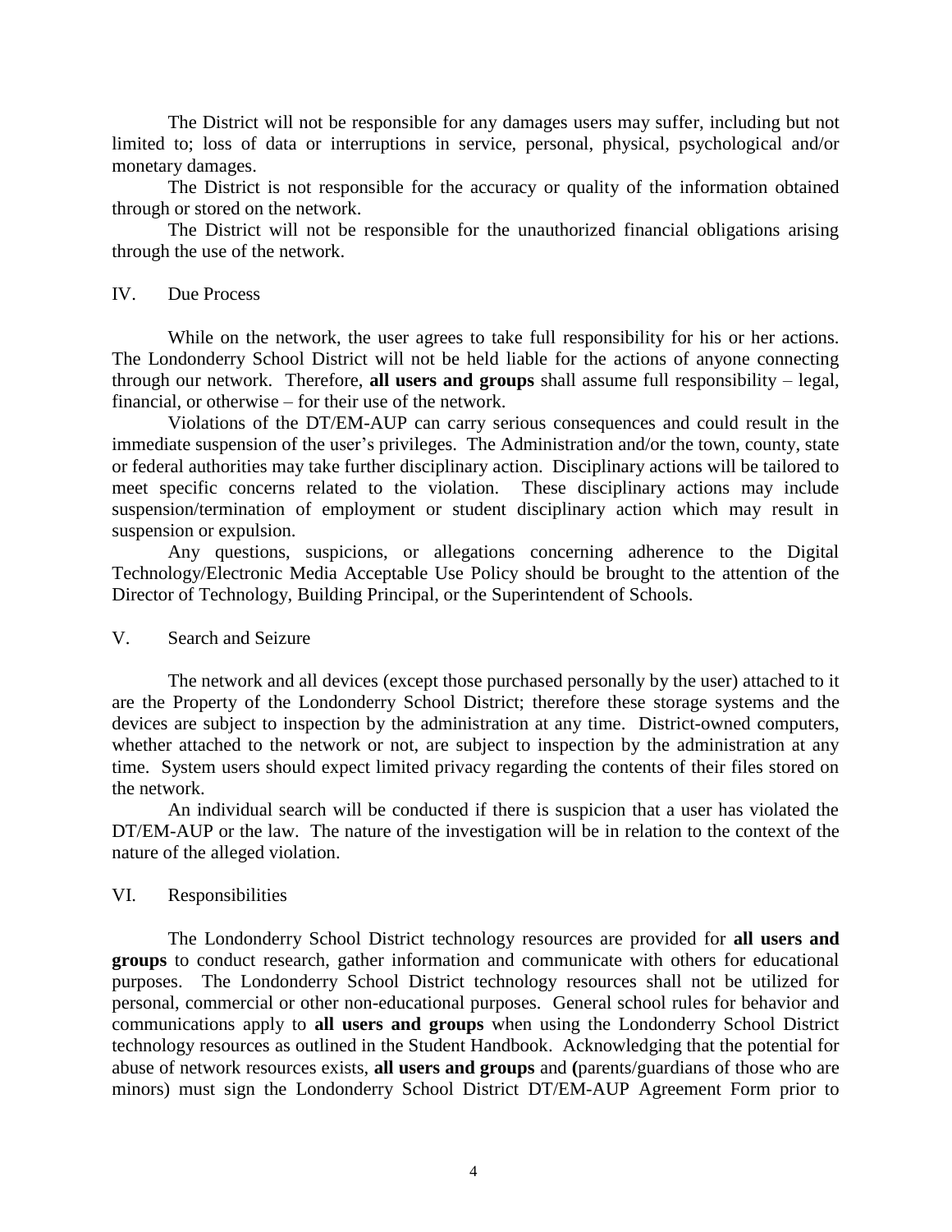The District will not be responsible for any damages users may suffer, including but not limited to; loss of data or interruptions in service, personal, physical, psychological and/or monetary damages.

The District is not responsible for the accuracy or quality of the information obtained through or stored on the network.

The District will not be responsible for the unauthorized financial obligations arising through the use of the network.

## IV. Due Process

While on the network, the user agrees to take full responsibility for his or her actions. The Londonderry School District will not be held liable for the actions of anyone connecting through our network. Therefore, **all users and groups** shall assume full responsibility – legal, financial, or otherwise – for their use of the network.

Violations of the DT/EM-AUP can carry serious consequences and could result in the immediate suspension of the user's privileges. The Administration and/or the town, county, state or federal authorities may take further disciplinary action. Disciplinary actions will be tailored to meet specific concerns related to the violation. These disciplinary actions may include suspension/termination of employment or student disciplinary action which may result in suspension or expulsion.

Any questions, suspicions, or allegations concerning adherence to the Digital Technology/Electronic Media Acceptable Use Policy should be brought to the attention of the Director of Technology, Building Principal, or the Superintendent of Schools.

## V. Search and Seizure

The network and all devices (except those purchased personally by the user) attached to it are the Property of the Londonderry School District; therefore these storage systems and the devices are subject to inspection by the administration at any time. District-owned computers, whether attached to the network or not, are subject to inspection by the administration at any time. System users should expect limited privacy regarding the contents of their files stored on the network.

An individual search will be conducted if there is suspicion that a user has violated the DT/EM-AUP or the law. The nature of the investigation will be in relation to the context of the nature of the alleged violation.

## VI. Responsibilities

The Londonderry School District technology resources are provided for **all users and groups** to conduct research, gather information and communicate with others for educational purposes. The Londonderry School District technology resources shall not be utilized for personal, commercial or other non-educational purposes. General school rules for behavior and communications apply to **all users and groups** when using the Londonderry School District technology resources as outlined in the Student Handbook. Acknowledging that the potential for abuse of network resources exists, **all users and groups** and **(**parents/guardians of those who are minors) must sign the Londonderry School District DT/EM-AUP Agreement Form prior to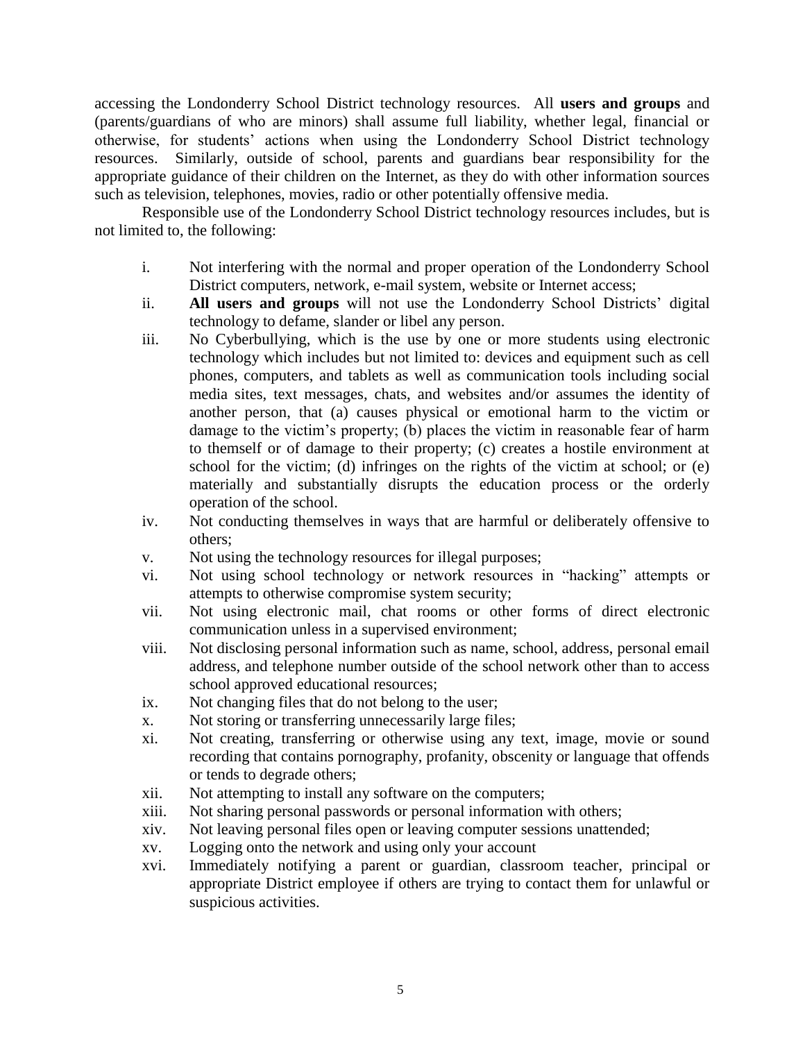accessing the Londonderry School District technology resources. All **users and groups** and (parents/guardians of who are minors) shall assume full liability, whether legal, financial or otherwise, for students' actions when using the Londonderry School District technology resources. Similarly, outside of school, parents and guardians bear responsibility for the appropriate guidance of their children on the Internet, as they do with other information sources such as television, telephones, movies, radio or other potentially offensive media.

Responsible use of the Londonderry School District technology resources includes, but is not limited to, the following:

i. Not interfering with the normal and proper operation of the Londonderry School District computers, network, e-mail system, website or Internet access;

ii. **All users and groups** will not use the Londonderry School Districts' digital technology to defame, slander or libel any person.

iii. No Cyberbullying, which is the use by one or more students using electronic technology which includes but not limited to: devices and equipment such as cell phones, computers, and tablets as well as communication tools including social media sites, text messages, chats, and websites and/or assumes the identity of another person, that (a) causes physical or emotional harm to the victim or damage to the victim's property; (b) places the victim in reasonable fear of harm to themself or of damage to their property; (c) creates a hostile environment at school for the victim; (d) infringes on the rights of the victim at school; or (e) materially and substantially disrupts the education process or the orderly operation of the school.

iv. Not conducting themselves in ways that are harmful or deliberately offensive to others;

v. Not using the technology resources for illegal purposes;

vi. Not using school technology or network resources in "hacking" attempts or attempts to otherwise compromise system security;

vii. Not using electronic mail, chat rooms or other forms of direct electronic communication unless in a supervised environment;

viii. Not disclosing personal information such as name, school, address, personal email address, and telephone number outside of the school network other than to access school approved educational resources;

ix. Not changing files that do not belong to the user;

x. Not storing or transferring unnecessarily large files;

xi. Not creating, transferring or otherwise using any text, image, movie or sound recording that contains pornography, profanity, obscenity or language that offends or tends to degrade others;

xii. Not attempting to install any software on the computers;

xiii. Not sharing personal passwords or personal information with others;

xiv. Not leaving personal files open or leaving computer sessions unattended;

xv. Logging onto the network and using only your account

xvi. Immediately notifying a parent or guardian, classroom teacher, principal or appropriate District employee if others are trying to contact them for unlawful or suspicious activities.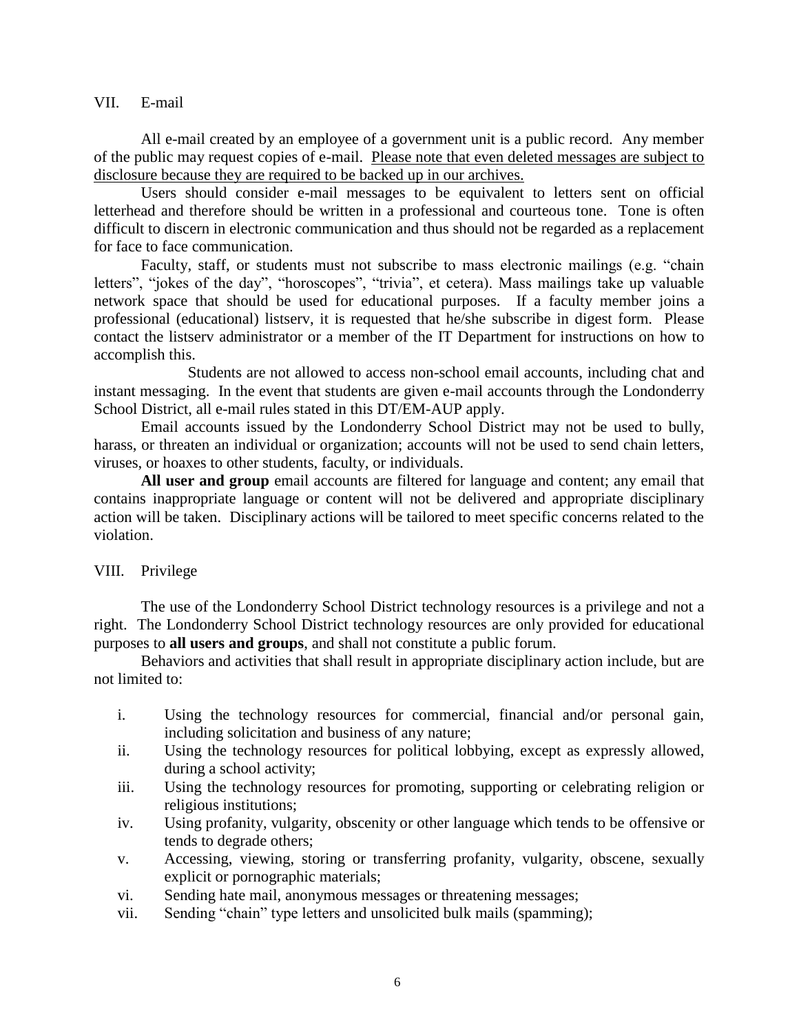## VII. E-mail

All e-mail created by an employee of a government unit is a public record. Any member of the public may request copies of e-mail. <u>Please note that even deleted messages are subject to disclosure because they are required to be backed up in our archives.</u>

Users should consider e-mail messages to be equivalent to letters sent on official letterhead and therefore should be written in a professional and courteous tone. Tone is often difficult to discern in electronic communication and thus should not be regarded as a replacement for face to face communication.

Faculty, staff, or students must not subscribe to mass electronic mailings (e.g. "chain letters", "jokes of the day", "horoscopes", "trivia", et cetera). Mass mailings take up valuable network space that should be used for educational purposes. If a faculty member joins a professional (educational) listserv, it is requested that he/she subscribe in digest form. Please contact the listserv administrator or a member of the IT Department for instructions on how to accomplish this.

Students are not allowed to access non-school email accounts, including chat and instant messaging. In the event that students are given e-mail accounts through the Londonderry School District, all e-mail rules stated in this DT/EM-AUP apply.

Email accounts issued by the Londonderry School District may not be used to bully, harass, or threaten an individual or organization; accounts will not be used to send chain letters, viruses, or hoaxes to other students, faculty, or individuals.

**All user and group** email accounts are filtered for language and content; any email that contains inappropriate language or content will not be delivered and appropriate disciplinary action will be taken. Disciplinary actions will be tailored to meet specific concerns related to the violation.

## VIII. Privilege

The use of the Londonderry School District technology resources is a privilege and not a right. The Londonderry School District technology resources are only provided for educational purposes to **all users and groups**, and shall not constitute a public forum.

Behaviors and activities that shall result in appropriate disciplinary action include, but are not limited to:

- i. Using the technology resources for commercial, financial and/or personal gain, including solicitation and business of any nature;
- ii. Using the technology resources for political lobbying, except as expressly allowed, during a school activity;
- iii. Using the technology resources for promoting, supporting or celebrating religion or religious institutions;
- iv. Using profanity, vulgarity, obscenity or other language which tends to be offensive or tends to degrade others;
- v. Accessing, viewing, storing or transferring profanity, vulgarity, obscene, sexually explicit or pornographic materials;
- vi. Sending hate mail, anonymous messages or threatening messages;
- vii. Sending "chain" type letters and unsolicited bulk mails (spamming);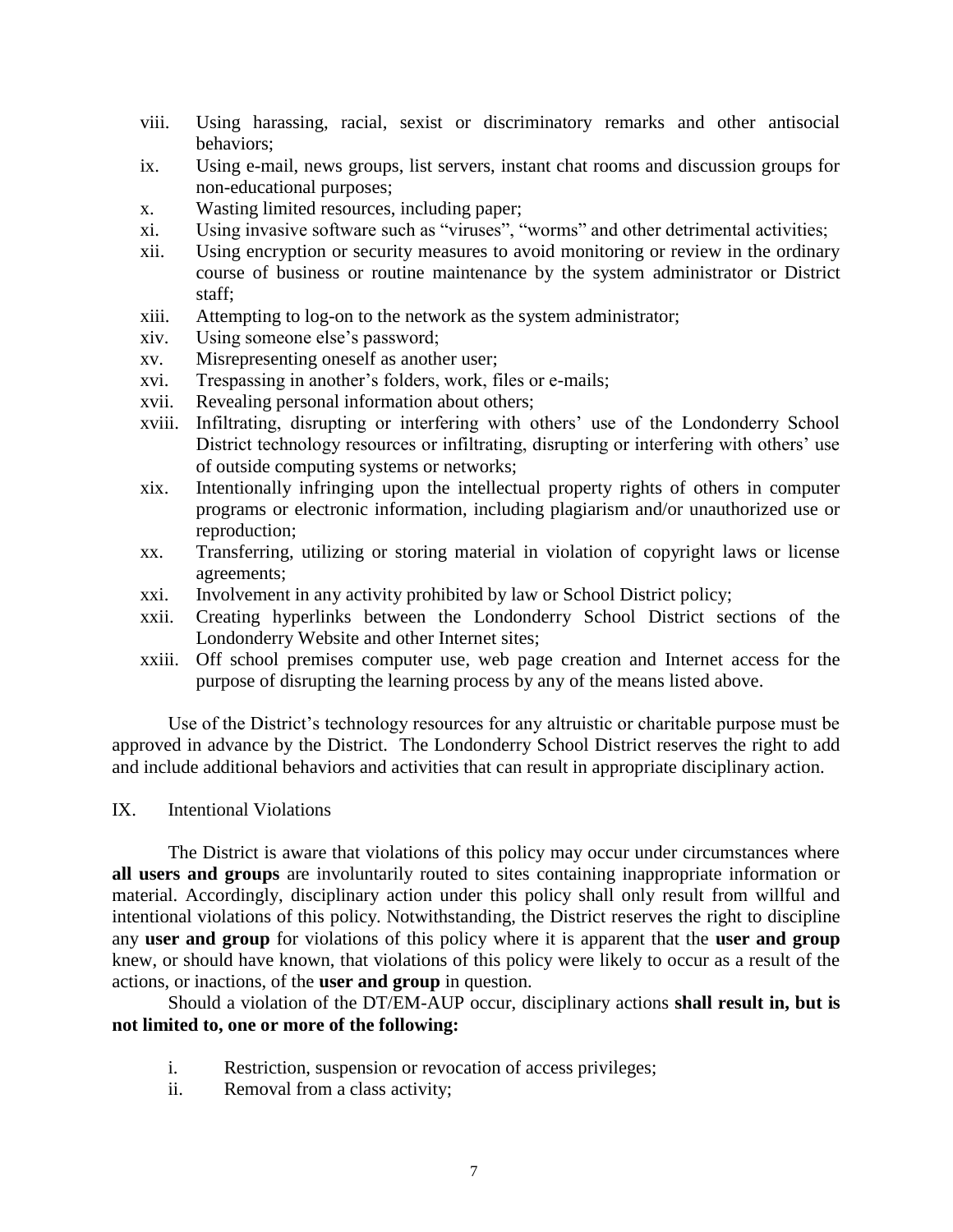viii. Using harassing, racial, sexist or discriminatory remarks and other antisocial behaviors;
ix. Using e-mail, news groups, list servers, instant chat rooms and discussion groups for non-educational purposes;
x. Wasting limited resources, including paper;
xi. Using invasive software such as "viruses", "worms" and other detrimental activities;
xii. Using encryption or security measures to avoid monitoring or review in the ordinary course of business or routine maintenance by the system administrator or District staff;
xiii. Attempting to log-on to the network as the system administrator;
xiv. Using someone else's password;
xv. Misrepresenting oneself as another user;
xvi. Trespassing in another's folders, work, files or e-mails;
xvii. Revealing personal information about others;
xviii. Infiltrating, disrupting or interfering with others' use of the Londonderry School District technology resources or infiltrating, disrupting or interfering with others' use of outside computing systems or networks;
xix. Intentionally infringing upon the intellectual property rights of others in computer programs or electronic information, including plagiarism and/or unauthorized use or reproduction;
xx. Transferring, utilizing or storing material in violation of copyright laws or license agreements;
xxi. Involvement in any activity prohibited by law or School District policy;
xxii. Creating hyperlinks between the Londonderry School District sections of the Londonderry Website and other Internet sites;
xxiii. Off school premises computer use, web page creation and Internet access for the purpose of disrupting the learning process by any of the means listed above.

Use of the District's technology resources for any altruistic or charitable purpose must be approved in advance by the District. The Londonderry School District reserves the right to add and include additional behaviors and activities that can result in appropriate disciplinary action.

## IX. Intentional Violations

The District is aware that violations of this policy may occur under circumstances where **all users and groups** are involuntarily routed to sites containing inappropriate information or material. Accordingly, disciplinary action under this policy shall only result from willful and intentional violations of this policy. Notwithstanding, the District reserves the right to discipline any **user and group** for violations of this policy where it is apparent that the **user and group** knew, or should have known, that violations of this policy were likely to occur as a result of the actions, or inactions, of the **user and group** in question.

Should a violation of the DT/EM-AUP occur, disciplinary actions **shall result in, but is not limited to, one or more of the following:**

i. Restriction, suspension or revocation of access privileges;
ii. Removal from a class activity;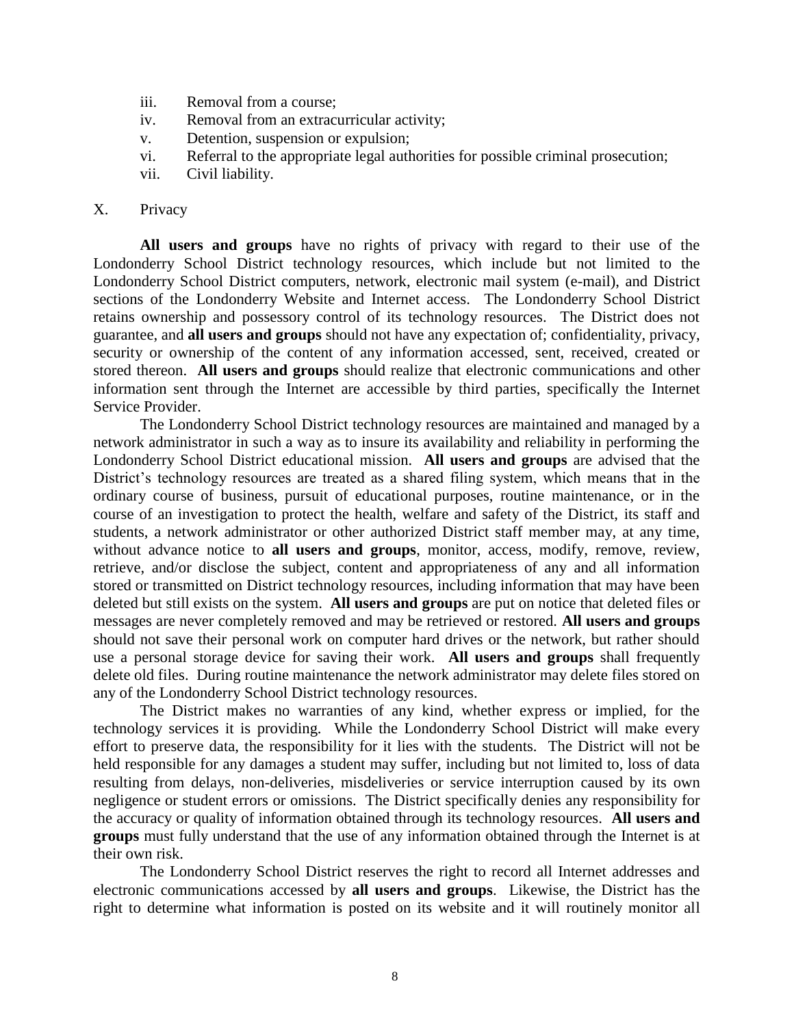iii. Removal from a course;
iv. Removal from an extracurricular activity;
v. Detention, suspension or expulsion;
vi. Referral to the appropriate legal authorities for possible criminal prosecution;
vii. Civil liability.

X. Privacy

**All users and groups** have no rights of privacy with regard to their use of the Londonderry School District technology resources, which include but not limited to the Londonderry School District computers, network, electronic mail system (e-mail), and District sections of the Londonderry Website and Internet access. The Londonderry School District retains ownership and possessory control of its technology resources. The District does not guarantee, and **all users and groups** should not have any expectation of; confidentiality, privacy, security or ownership of the content of any information accessed, sent, received, created or stored thereon. **All users and groups** should realize that electronic communications and other information sent through the Internet are accessible by third parties, specifically the Internet Service Provider.

The Londonderry School District technology resources are maintained and managed by a network administrator in such a way as to insure its availability and reliability in performing the Londonderry School District educational mission. **All users and groups** are advised that the District's technology resources are treated as a shared filing system, which means that in the ordinary course of business, pursuit of educational purposes, routine maintenance, or in the course of an investigation to protect the health, welfare and safety of the District, its staff and students, a network administrator or other authorized District staff member may, at any time, without advance notice to **all users and groups**, monitor, access, modify, remove, review, retrieve, and/or disclose the subject, content and appropriateness of any and all information stored or transmitted on District technology resources, including information that may have been deleted but still exists on the system. **All users and groups** are put on notice that deleted files or messages are never completely removed and may be retrieved or restored. **All users and groups** should not save their personal work on computer hard drives or the network, but rather should use a personal storage device for saving their work. **All users and groups** shall frequently delete old files. During routine maintenance the network administrator may delete files stored on any of the Londonderry School District technology resources.

The District makes no warranties of any kind, whether express or implied, for the technology services it is providing. While the Londonderry School District will make every effort to preserve data, the responsibility for it lies with the students. The District will not be held responsible for any damages a student may suffer, including but not limited to, loss of data resulting from delays, non-deliveries, misdeliveries or service interruption caused by its own negligence or student errors or omissions. The District specifically denies any responsibility for the accuracy or quality of information obtained through its technology resources. **All users and groups** must fully understand that the use of any information obtained through the Internet is at their own risk.

The Londonderry School District reserves the right to record all Internet addresses and electronic communications accessed by **all users and groups**. Likewise, the District has the right to determine what information is posted on its website and it will routinely monitor all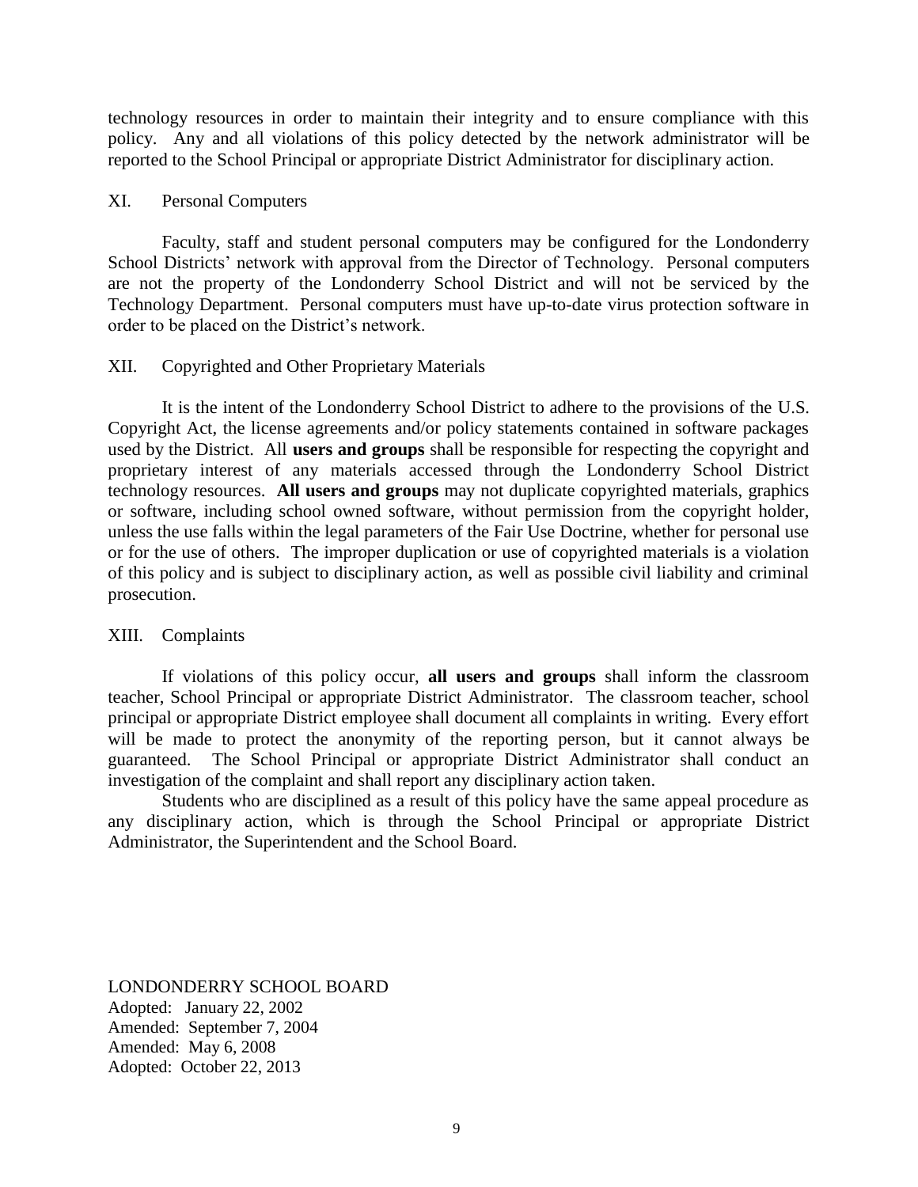technology resources in order to maintain their integrity and to ensure compliance with this policy. Any and all violations of this policy detected by the network administrator will be reported to the School Principal or appropriate District Administrator for disciplinary action.

## XI. Personal Computers

Faculty, staff and student personal computers may be configured for the Londonderry School Districts' network with approval from the Director of Technology. Personal computers are not the property of the Londonderry School District and will not be serviced by the Technology Department. Personal computers must have up-to-date virus protection software in order to be placed on the District's network.

## XII. Copyrighted and Other Proprietary Materials

It is the intent of the Londonderry School District to adhere to the provisions of the U.S. Copyright Act, the license agreements and/or policy statements contained in software packages used by the District. All **users and groups** shall be responsible for respecting the copyright and proprietary interest of any materials accessed through the Londonderry School District technology resources. **All users and groups** may not duplicate copyrighted materials, graphics or software, including school owned software, without permission from the copyright holder, unless the use falls within the legal parameters of the Fair Use Doctrine, whether for personal use or for the use of others. The improper duplication or use of copyrighted materials is a violation of this policy and is subject to disciplinary action, as well as possible civil liability and criminal prosecution.

## XIII. Complaints

If violations of this policy occur, **all users and groups** shall inform the classroom teacher, School Principal or appropriate District Administrator. The classroom teacher, school principal or appropriate District employee shall document all complaints in writing. Every effort will be made to protect the anonymity of the reporting person, but it cannot always be guaranteed. The School Principal or appropriate District Administrator shall conduct an investigation of the complaint and shall report any disciplinary action taken.

Students who are disciplined as a result of this policy have the same appeal procedure as any disciplinary action, which is through the School Principal or appropriate District Administrator, the Superintendent and the School Board.

LONDONDERRY SCHOOL BOARD
Adopted: January 22, 2002
Amended: September 7, 2004
Amended: May 6, 2008
Adopted: October 22, 2013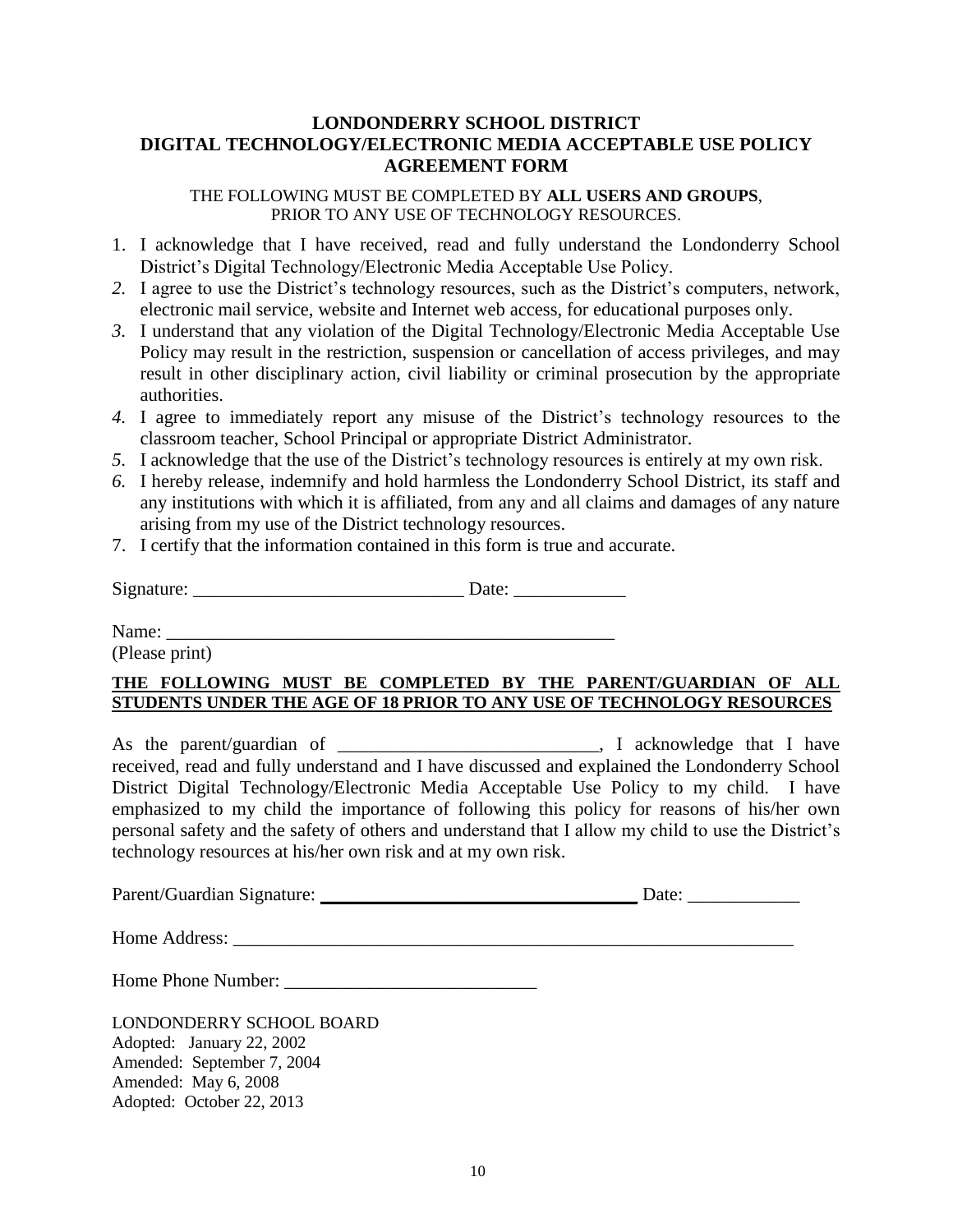**LONDONDERRY SCHOOL DISTRICT**
**DIGITAL TECHNOLOGY/ELECTRONIC MEDIA ACCEPTABLE USE POLICY**
**AGREEMENT FORM**

THE FOLLOWING MUST BE COMPLETED BY **ALL USERS AND GROUPS**, PRIOR TO ANY USE OF TECHNOLOGY RESOURCES.

1. I acknowledge that I have received, read and fully understand the Londonderry School District's Digital Technology/Electronic Media Acceptable Use Policy.
2. I agree to use the District's technology resources, such as the District's computers, network, electronic mail service, website and Internet web access, for educational purposes only.
3. I understand that any violation of the Digital Technology/Electronic Media Acceptable Use Policy may result in the restriction, suspension or cancellation of access privileges, and may result in other disciplinary action, civil liability or criminal prosecution by the appropriate authorities.
4. I agree to immediately report any misuse of the District's technology resources to the classroom teacher, School Principal or appropriate District Administrator.
5. I acknowledge that the use of the District's technology resources is entirely at my own risk.
6. I hereby release, indemnify and hold harmless the Londonderry School District, its staff and any institutions with which it is affiliated, from any and all claims and damages of any nature arising from my use of the District technology resources.
7. I certify that the information contained in this form is true and accurate.

Signature: _____________________________ Date: ____________

Name: __________________________________________________
(Please print)

**THE FOLLOWING MUST BE COMPLETED BY THE PARENT/GUARDIAN OF ALL STUDENTS UNDER THE AGE OF 18 PRIOR TO ANY USE OF TECHNOLOGY RESOURCES**

As the parent/guardian of ____________________________, I acknowledge that I have received, read and fully understand and I have discussed and explained the Londonderry School District Digital Technology/Electronic Media Acceptable Use Policy to my child. I have emphasized to my child the importance of following this policy for reasons of his/her own personal safety and the safety of others and understand that I allow my child to use the District's technology resources at his/her own risk and at my own risk.

Parent/Guardian Signature: __________________________________ Date: ____________

Home Address: ______________________________________________________________

Home Phone Number: ___________________________

LONDONDERRY SCHOOL BOARD
Adopted: January 22, 2002
Amended: September 7, 2004
Amended: May 6, 2008
Adopted: October 22, 2013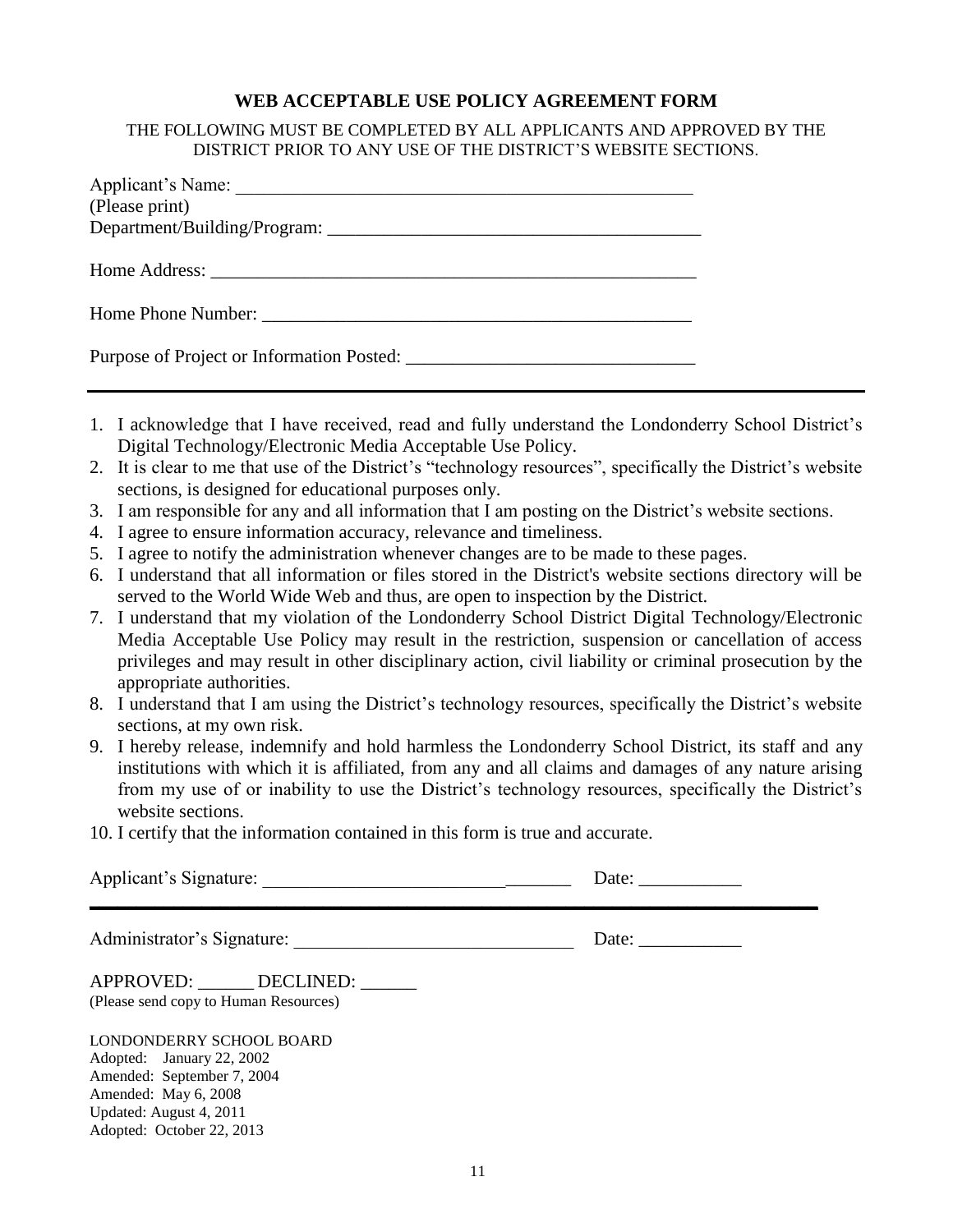## WEB ACCEPTABLE USE POLICY AGREEMENT FORM

THE FOLLOWING MUST BE COMPLETED BY ALL APPLICANTS AND APPROVED BY THE DISTRICT PRIOR TO ANY USE OF THE DISTRICT'S WEBSITE SECTIONS.

Applicant's Name: ___________________________________________________
(Please print)
Department/Building/Program: ________________________________________

Home Address: ______________________________________________________

Home Phone Number: _______________________________________________

Purpose of Project or Information Posted: ______________________________

---

1. I acknowledge that I have received, read and fully understand the Londonderry School District's Digital Technology/Electronic Media Acceptable Use Policy.
2. It is clear to me that use of the District's "technology resources", specifically the District's website sections, is designed for educational purposes only.
3. I am responsible for any and all information that I am posting on the District's website sections.
4. I agree to ensure information accuracy, relevance and timeliness.
5. I agree to notify the administration whenever changes are to be made to these pages.
6. I understand that all information or files stored in the District's website sections directory will be served to the World Wide Web and thus, are open to inspection by the District.
7. I understand that my violation of the Londonderry School District Digital Technology/Electronic Media Acceptable Use Policy may result in the restriction, suspension or cancellation of access privileges and may result in other disciplinary action, civil liability or criminal prosecution by the appropriate authorities.
8. I understand that I am using the District's technology resources, specifically the District's website sections, at my own risk.
9. I hereby release, indemnify and hold harmless the Londonderry School District, its staff and any institutions with which it is affiliated, from any and all claims and damages of any nature arising from my use of or inability to use the District's technology resources, specifically the District's website sections.
10. I certify that the information contained in this form is true and accurate.

Applicant's Signature: _________________________________ Date: ___________

---

Administrator's Signature: ______________________________ Date: ___________

APPROVED: ______ DECLINED: ______
(Please send copy to Human Resources)

LONDONDERRY SCHOOL BOARD
Adopted: January 22, 2002
Amended: September 7, 2004
Amended: May 6, 2008
Updated: August 4, 2011
Adopted: October 22, 2013